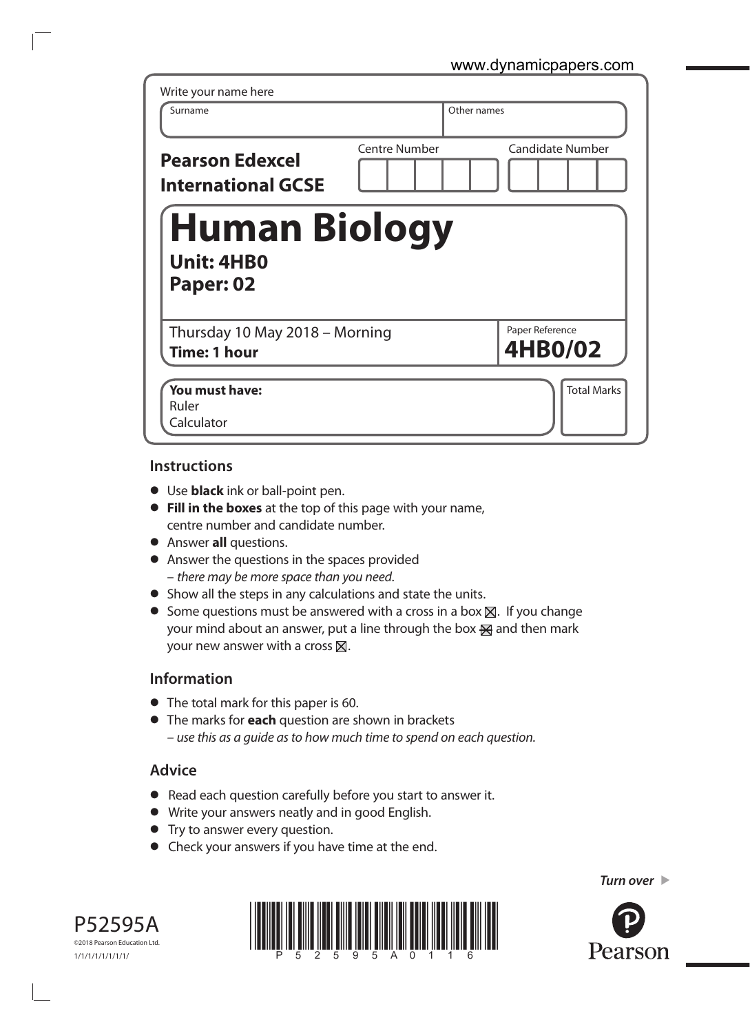www.dynamicpapers.com

Write your name here

| Surname | Other names |
| --- | --- |
| | |

**Pearson Edexcel International GCSE**

Centre Number | Candidate Number

# Human Biology

**Unit: 4HB0**
**Paper: 02**

Thursday 10 May 2018 – Morning
**Time: 1 hour**

Paper Reference
**4HB0/02**

**You must have:**
Ruler
Calculator

Total Marks

## Instructions

- Use **black** ink or ball-point pen.
- **Fill in the boxes** at the top of this page with your name, centre number and candidate number.
- Answer **all** questions.
- Answer the questions in the spaces provided – *there may be more space than you need*.
- Show all the steps in any calculations and state the units.
- Some questions must be answered with a cross in a box ☒. If you change your mind about an answer, put a line through the box ☒ and then mark your new answer with a cross ☒.

## Information

- The total mark for this paper is 60.
- The marks for **each** question are shown in brackets – *use this as a guide as to how much time to spend on each question.*

## Advice

- Read each question carefully before you start to answer it.
- Write your answers neatly and in good English.
- Try to answer every question.
- Check your answers if you have time at the end.

*Turn over* ▶

P52595A
©2018 Pearson Education Ltd.
1/1/1/1/1/1/1/1/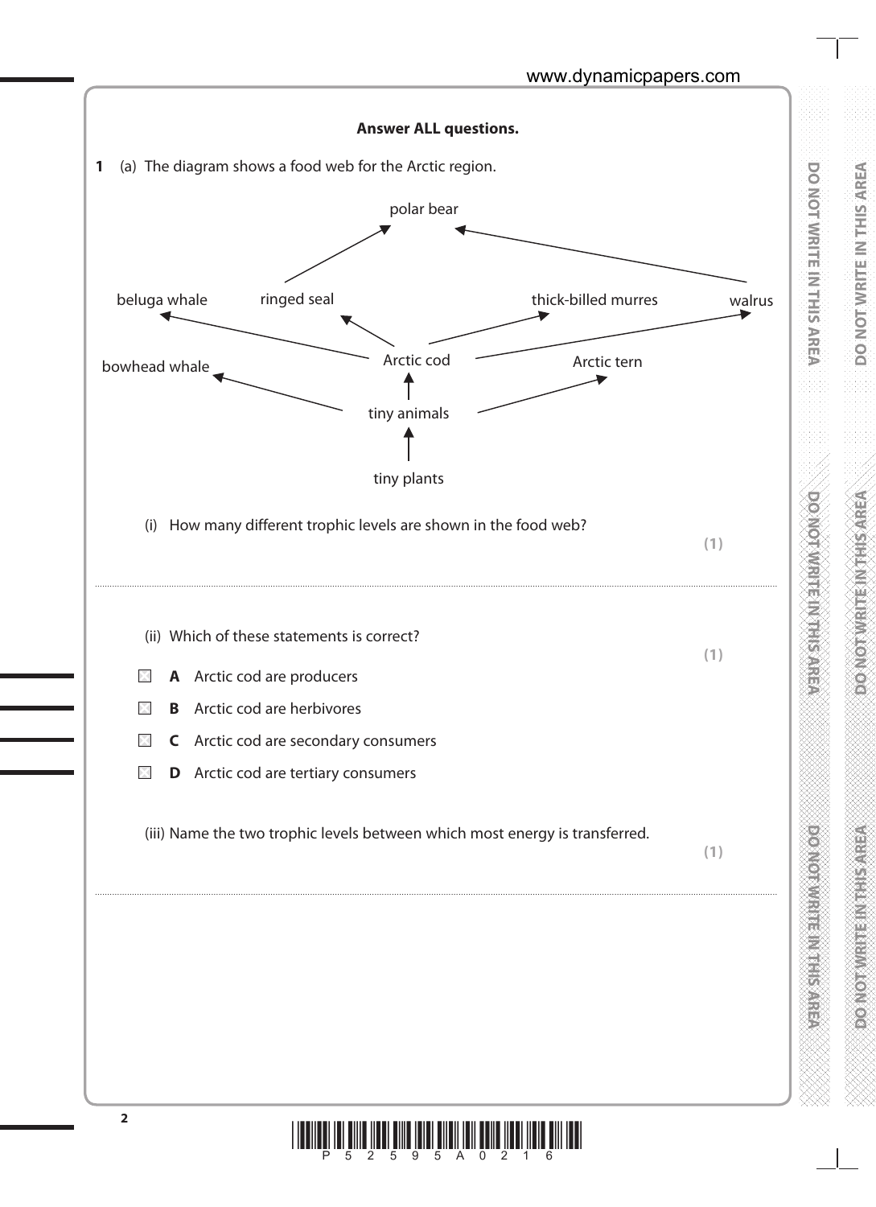**Answer ALL questions.**

**1** (a) The diagram shows a food web for the Arctic region.

polar bear

beluga whale    ringed seal    thick-billed murres    walrus

bowhead whale    Arctic cod    Arctic tern

tiny animals

tiny plants

(i) How many different trophic levels are shown in the food web?

**(1)**

.......................................................................................................................................................

(ii) Which of these statements is correct?

**(1)**

- ☐ **A** Arctic cod are producers
- ☐ **B** Arctic cod are herbivores
- ☐ **C** Arctic cod are secondary consumers
- ☐ **D** Arctic cod are tertiary consumers

(iii) Name the two trophic levels between which most energy is transferred.

**(1)**

.......................................................................................................................................................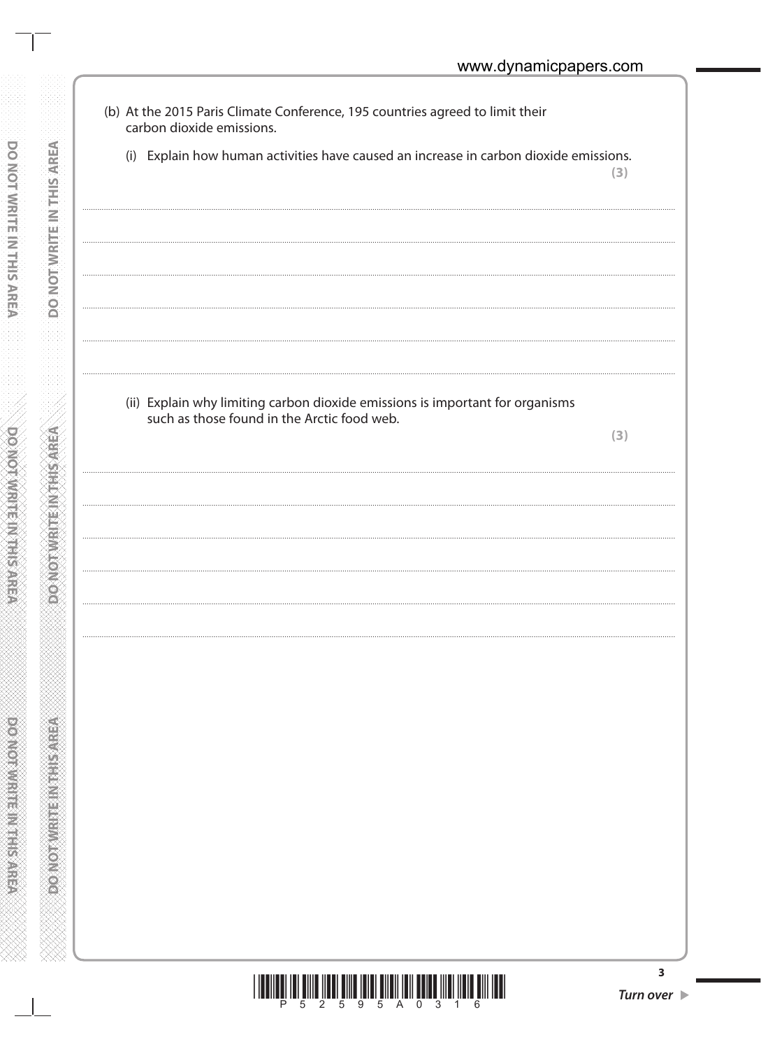(b) At the 2015 Paris Climate Conference, 195 countries agreed to limit their carbon dioxide emissions.

(i) Explain how human activities have caused an increase in carbon dioxide emissions.

**(3)**

.......................................................................................................................................................................................

.......................................................................................................................................................................................

.......................................................................................................................................................................................

.......................................................................................................................................................................................

.......................................................................................................................................................................................

(ii) Explain why limiting carbon dioxide emissions is important for organisms such as those found in the Arctic food web.

**(3)**

.......................................................................................................................................................................................

.......................................................................................................................................................................................

.......................................................................................................................................................................................

.......................................................................................................................................................................................

.......................................................................................................................................................................................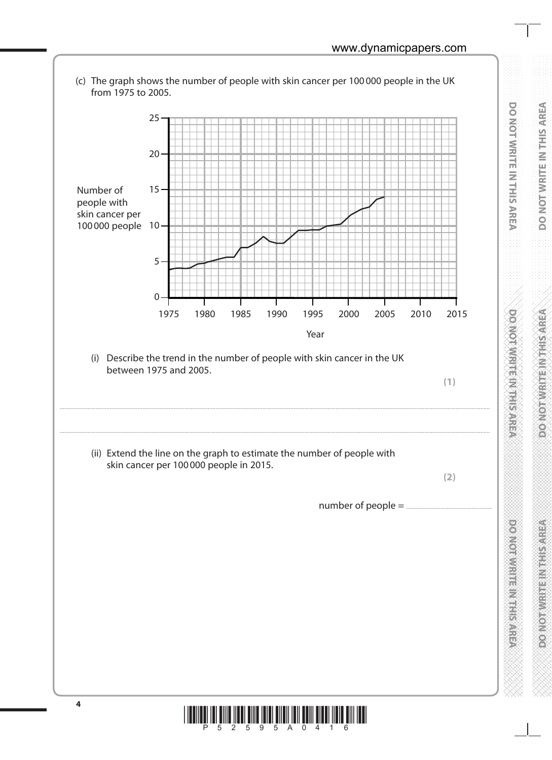(c) The graph shows the number of people with skin cancer per 100 000 people in the UK from 1975 to 2005.

(i) Describe the trend in the number of people with skin cancer in the UK between 1975 and 2005.

**(1)**

..............................................................................................................................................

..............................................................................................................................................

(ii) Extend the line on the graph to estimate the number of people with skin cancer per 100 000 people in 2015.

**(2)**

number of people = ..............................................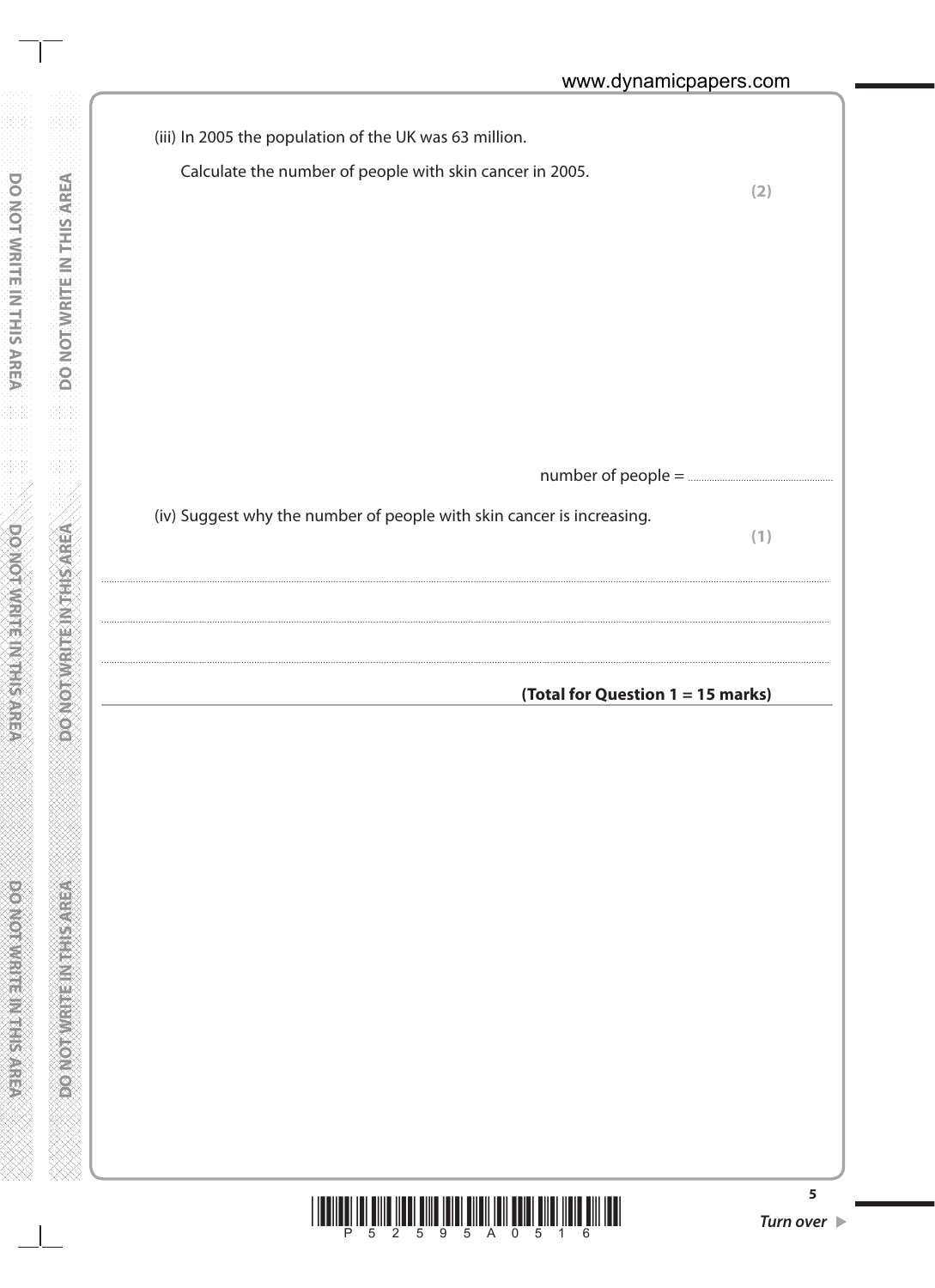(iii) In 2005 the population of the UK was 63 million.

Calculate the number of people with skin cancer in 2005.

**(2)**

number of people = ..............................................

(iv) Suggest why the number of people with skin cancer is increasing.

**(1)**

....................................................................................................................................................

....................................................................................................................................................

....................................................................................................................................................

**(Total for Question 1 = 15 marks)**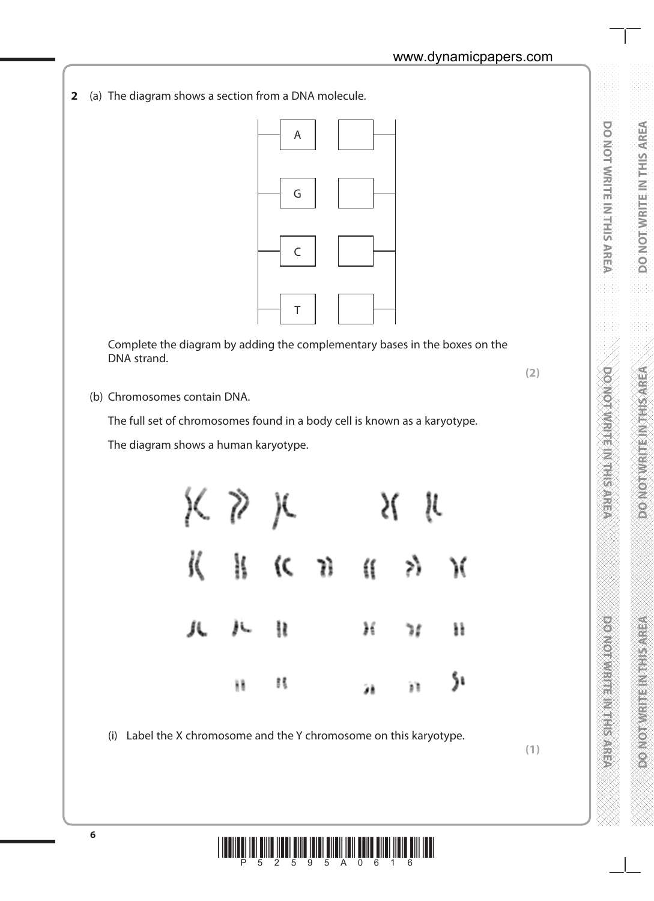**2** (a) The diagram shows a section from a DNA molecule.

| | |
|---|---|
| A | |
| G | |
| C | |
| T | |

Complete the diagram by adding the complementary bases in the boxes on the DNA strand.

**(2)**

(b) Chromosomes contain DNA.

The full set of chromosomes found in a body cell is known as a karyotype.

The diagram shows a human karyotype.

(i) Label the X chromosome and the Y chromosome on this karyotype.

**(1)**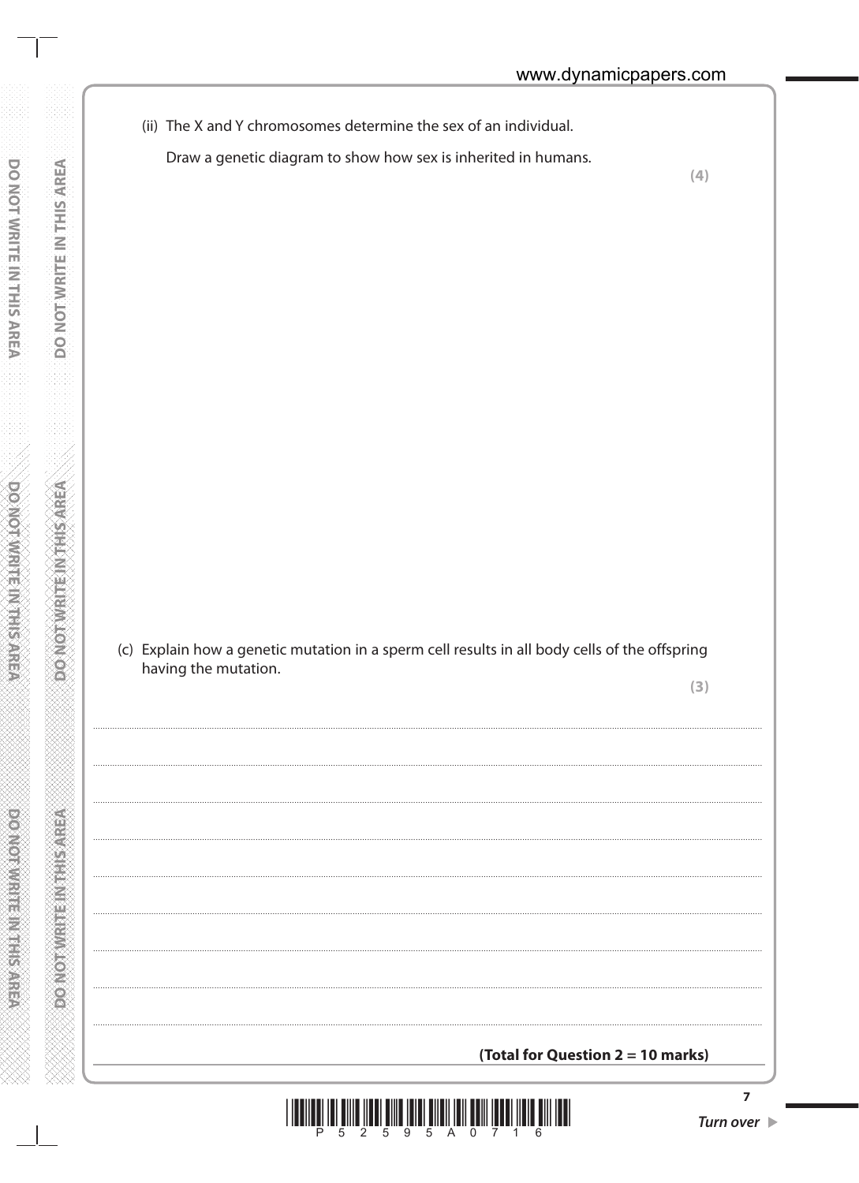(ii) The X and Y chromosomes determine the sex of an individual.

Draw a genetic diagram to show how sex is inherited in humans.

**(4)**

(c) Explain how a genetic mutation in a sperm cell results in all body cells of the offspring having the mutation.

**(3)**

**(Total for Question 2 = 10 marks)**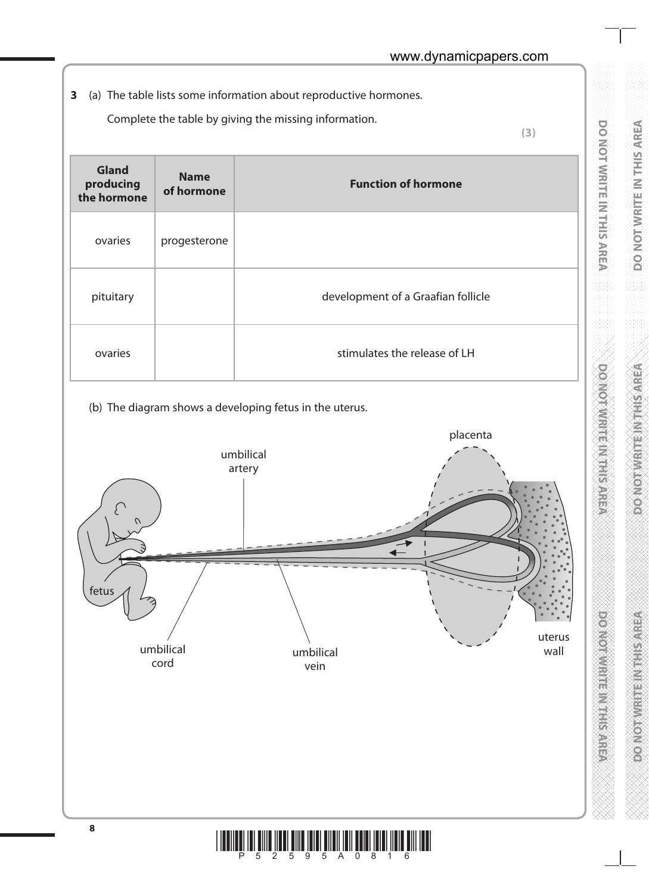**3** (a) The table lists some information about reproductive hormones.

Complete the table by giving the missing information.

**(3)**

| Gland producing the hormone | Name of hormone | Function of hormone |
|---|---|---|
| ovaries | progesterone | |
| pituitary | | development of a Graafian follicle |
| ovaries | | stimulates the release of LH |

(b) The diagram shows a developing fetus in the uterus.

placenta

umbilical artery

fetus

umbilical cord

umbilical vein

uterus wall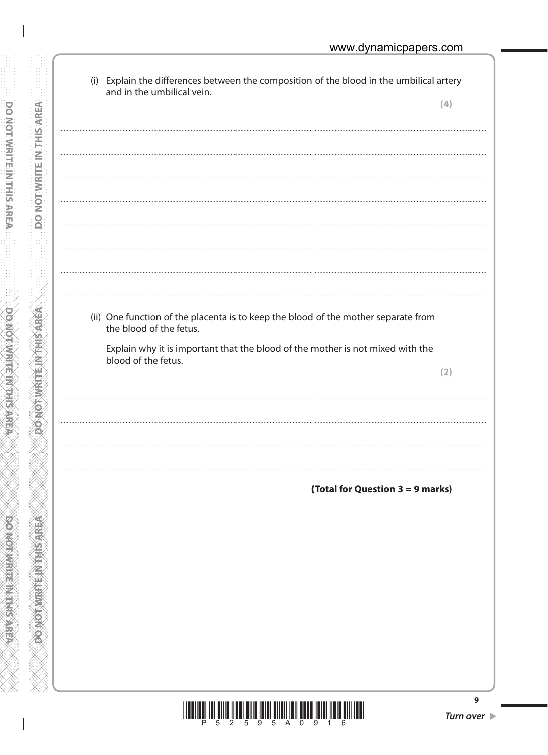(i) Explain the differences between the composition of the blood in the umbilical artery and in the umbilical vein.

**(4)**

.......................................................................................................................................................................

.......................................................................................................................................................................

.......................................................................................................................................................................

.......................................................................................................................................................................

.......................................................................................................................................................................

.......................................................................................................................................................................

.......................................................................................................................................................................

.......................................................................................................................................................................

(ii) One function of the placenta is to keep the blood of the mother separate from the blood of the fetus.

Explain why it is important that the blood of the mother is not mixed with the blood of the fetus.

**(2)**

.......................................................................................................................................................................

.......................................................................................................................................................................

.......................................................................................................................................................................

.......................................................................................................................................................................

**(Total for Question 3 = 9 marks)**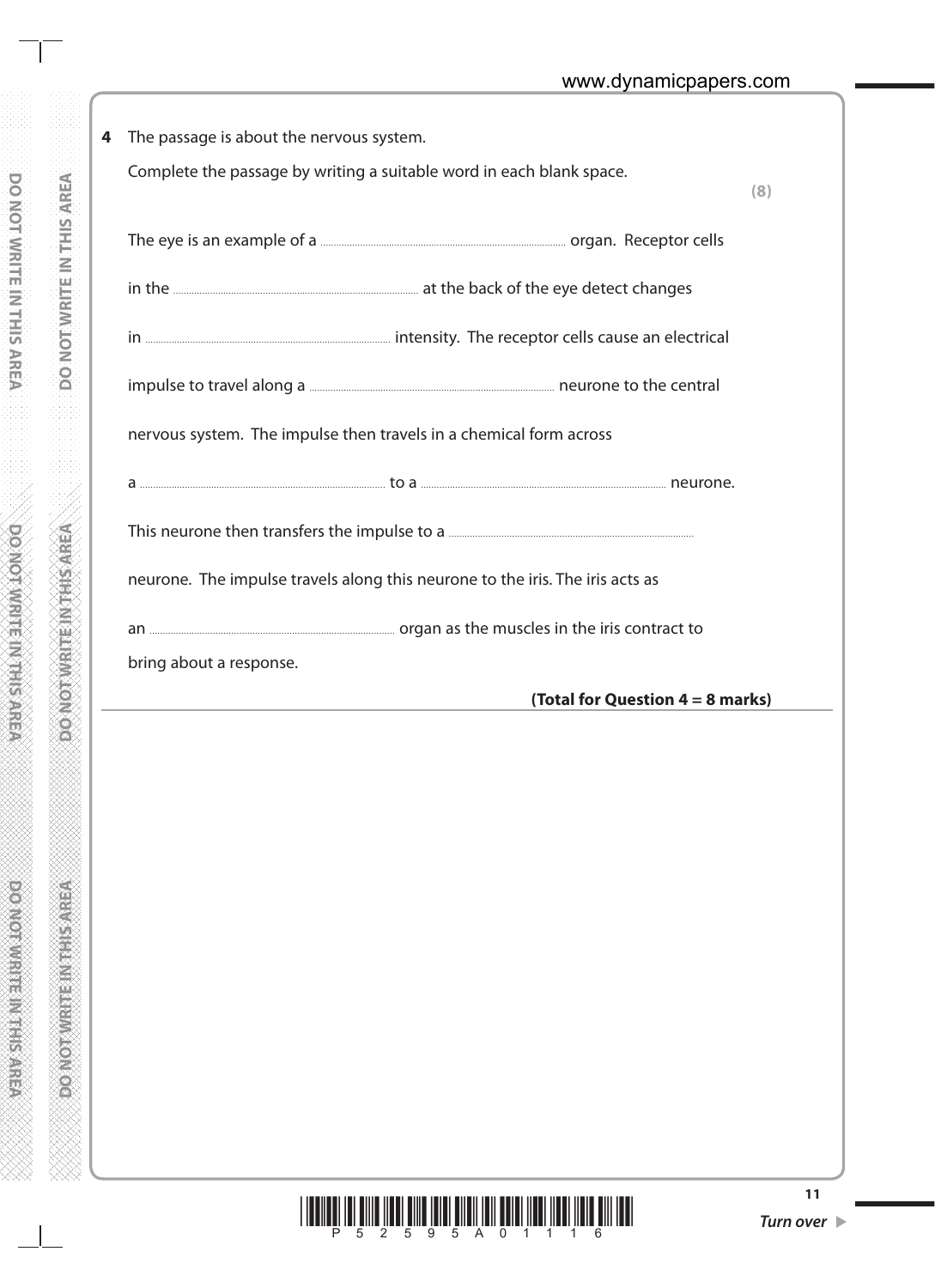**4** The passage is about the nervous system.

Complete the passage by writing a suitable word in each blank space.

**(8)**

The eye is an example of a .......................................... organ. Receptor cells in the .......................................... at the back of the eye detect changes in .......................................... intensity. The receptor cells cause an electrical impulse to travel along a .......................................... neurone to the central nervous system. The impulse then travels in a chemical form across a .......................................... to a .......................................... neurone. This neurone then transfers the impulse to a .......................................... neurone. The impulse travels along this neurone to the iris. The iris acts as an .......................................... organ as the muscles in the iris contract to bring about a response.

**(Total for Question 4 = 8 marks)**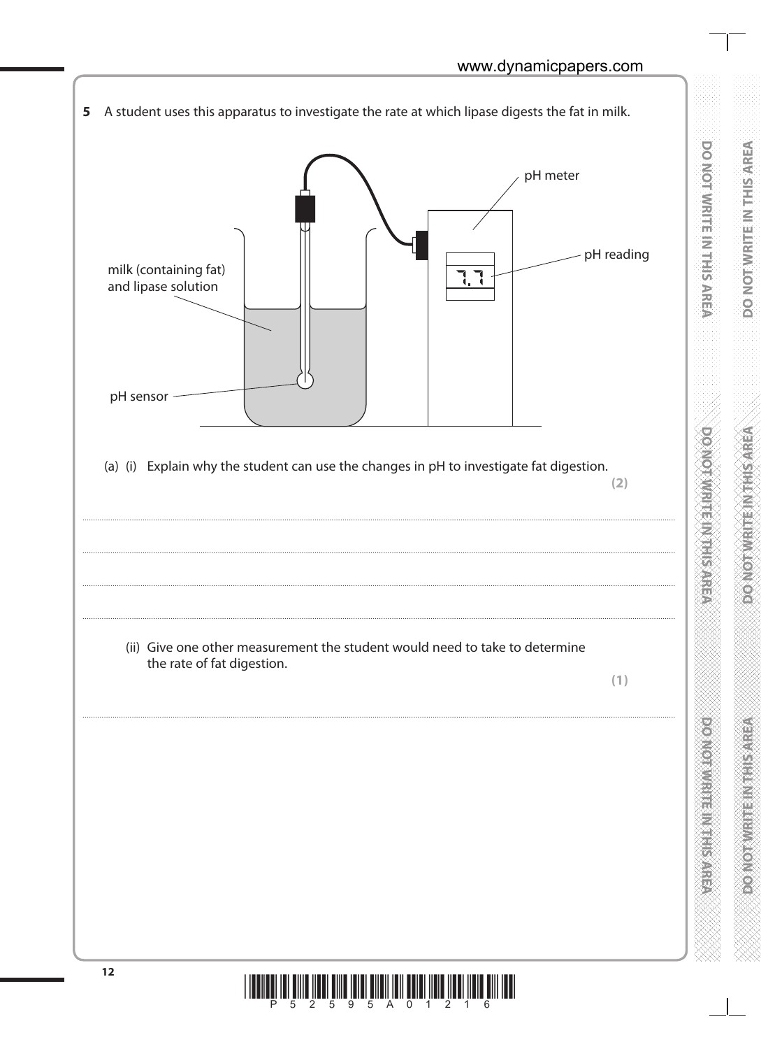**5** A student uses this apparatus to investigate the rate at which lipase digests the fat in milk.

pH meter

pH reading

7.7

milk (containing fat) and lipase solution

pH sensor

(a) (i) Explain why the student can use the changes in pH to investigate fat digestion.

**(2)**

..............................................................................................................................................

..............................................................................................................................................

..............................................................................................................................................

..............................................................................................................................................

(ii) Give one other measurement the student would need to take to determine the rate of fat digestion.

**(1)**

..............................................................................................................................................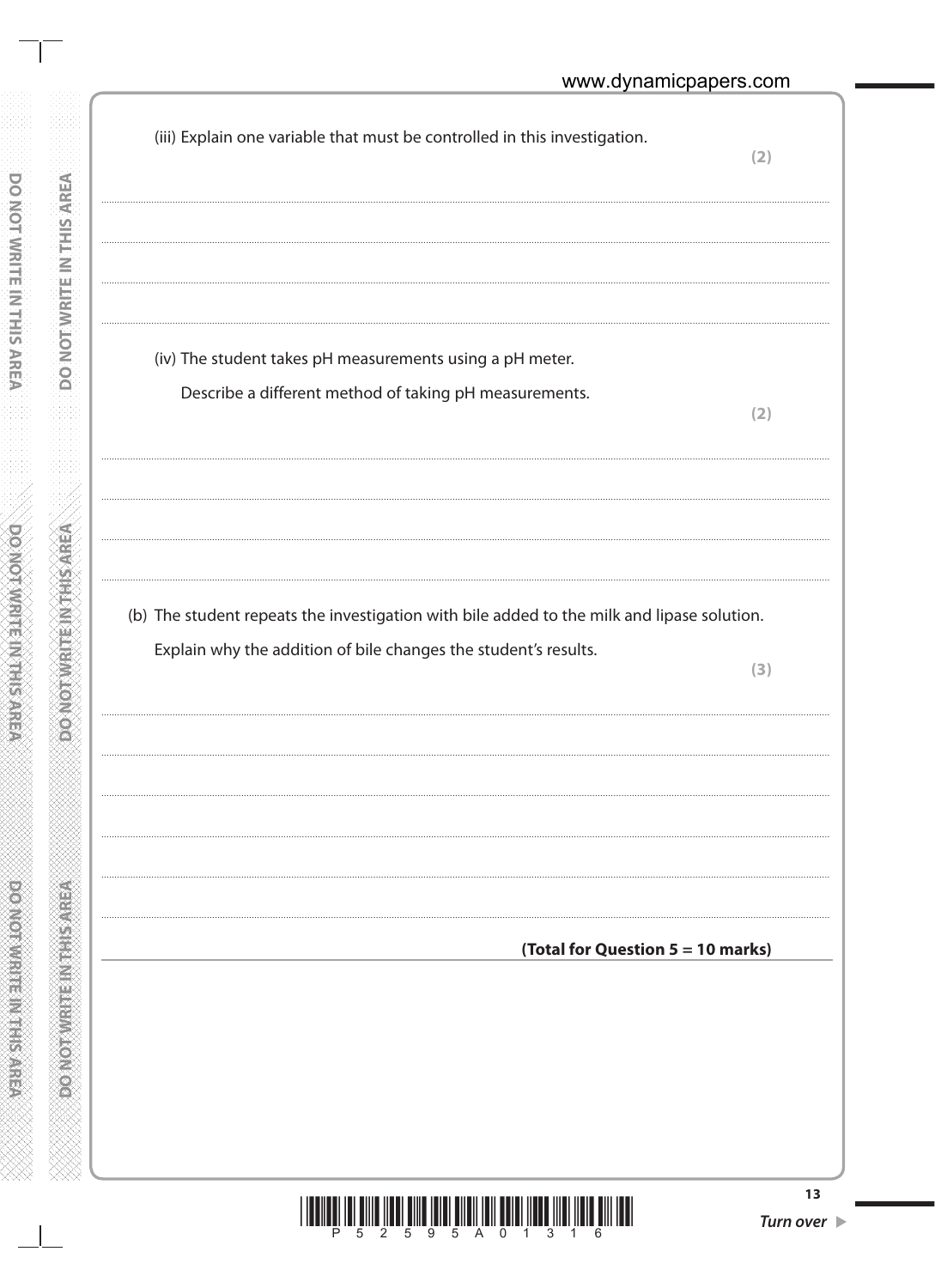(iii) Explain one variable that must be controlled in this investigation.

**(2)**

..............................................................................................................................................

..............................................................................................................................................

..............................................................................................................................................

(iv) The student takes pH measurements using a pH meter.

Describe a different method of taking pH measurements.

**(2)**

..............................................................................................................................................

..............................................................................................................................................

..............................................................................................................................................

(b) The student repeats the investigation with bile added to the milk and lipase solution.

Explain why the addition of bile changes the student's results.

**(3)**

..............................................................................................................................................

..............................................................................................................................................

..............................................................................................................................................

..............................................................................................................................................

..............................................................................................................................................

**(Total for Question 5 = 10 marks)**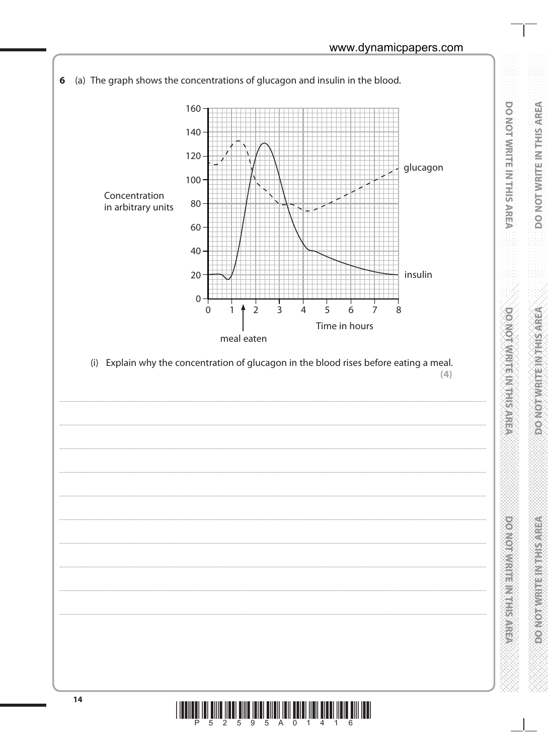**6** (a) The graph shows the concentrations of glucagon and insulin in the blood.

Concentration in arbitrary units

Time in hours

meal eaten

glucagon

insulin

(i) Explain why the concentration of glucagon in the blood rises before eating a meal.
**(4)**

.......................................................................................................................................................................................

.......................................................................................................................................................................................

.......................................................................................................................................................................................

.......................................................................................................................................................................................

.......................................................................................................................................................................................

.......................................................................................................................................................................................

.......................................................................................................................................................................................

.......................................................................................................................................................................................

.......................................................................................................................................................................................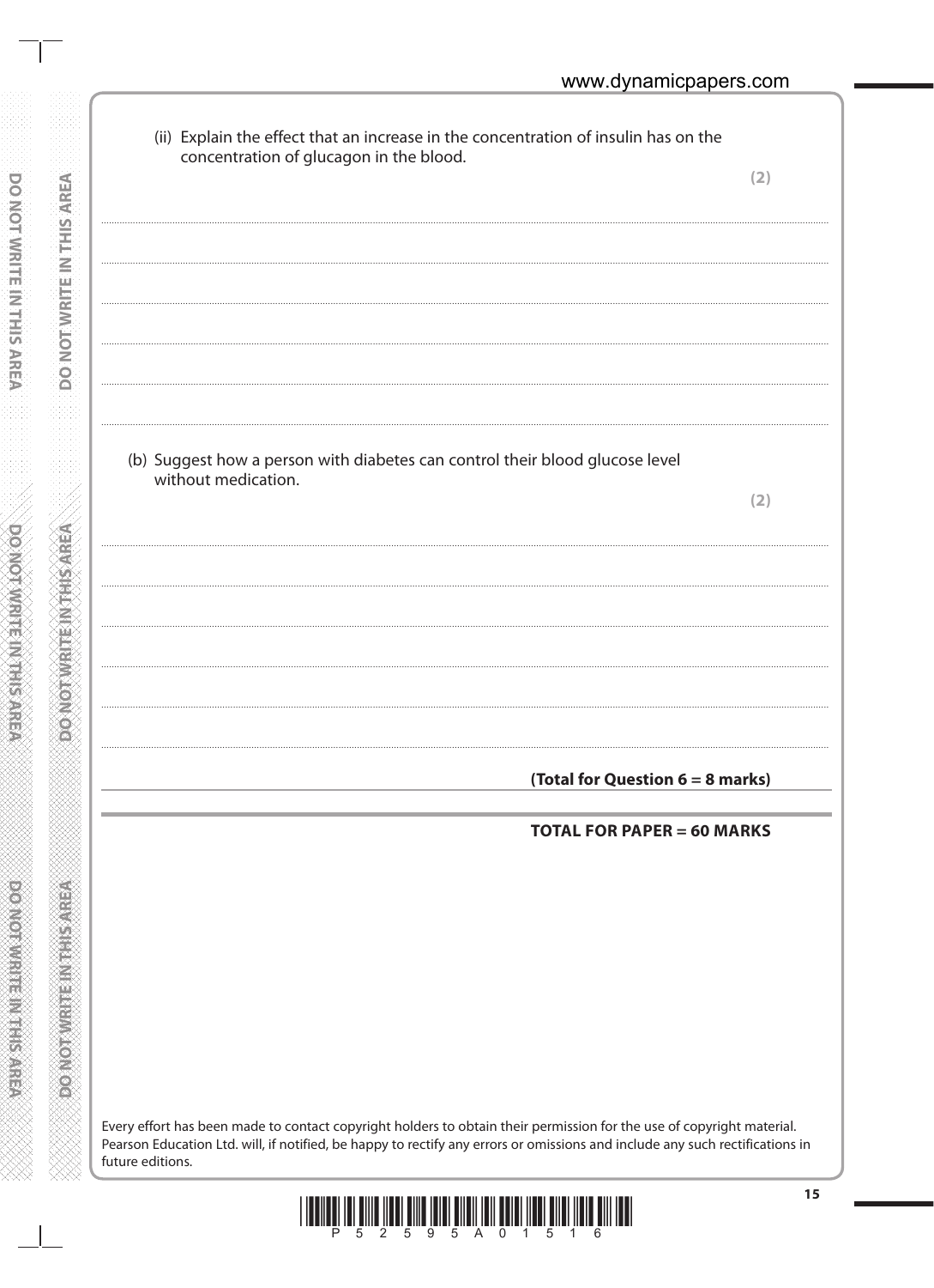(ii) Explain the effect that an increase in the concentration of insulin has on the concentration of glucagon in the blood.

**(2)**

(b) Suggest how a person with diabetes can control their blood glucose level without medication.

**(2)**

**(Total for Question 6 = 8 marks)**

**TOTAL FOR PAPER = 60 MARKS**

Every effort has been made to contact copyright holders to obtain their permission for the use of copyright material. Pearson Education Ltd. will, if notified, be happy to rectify any errors or omissions and include any such rectifications in future editions.